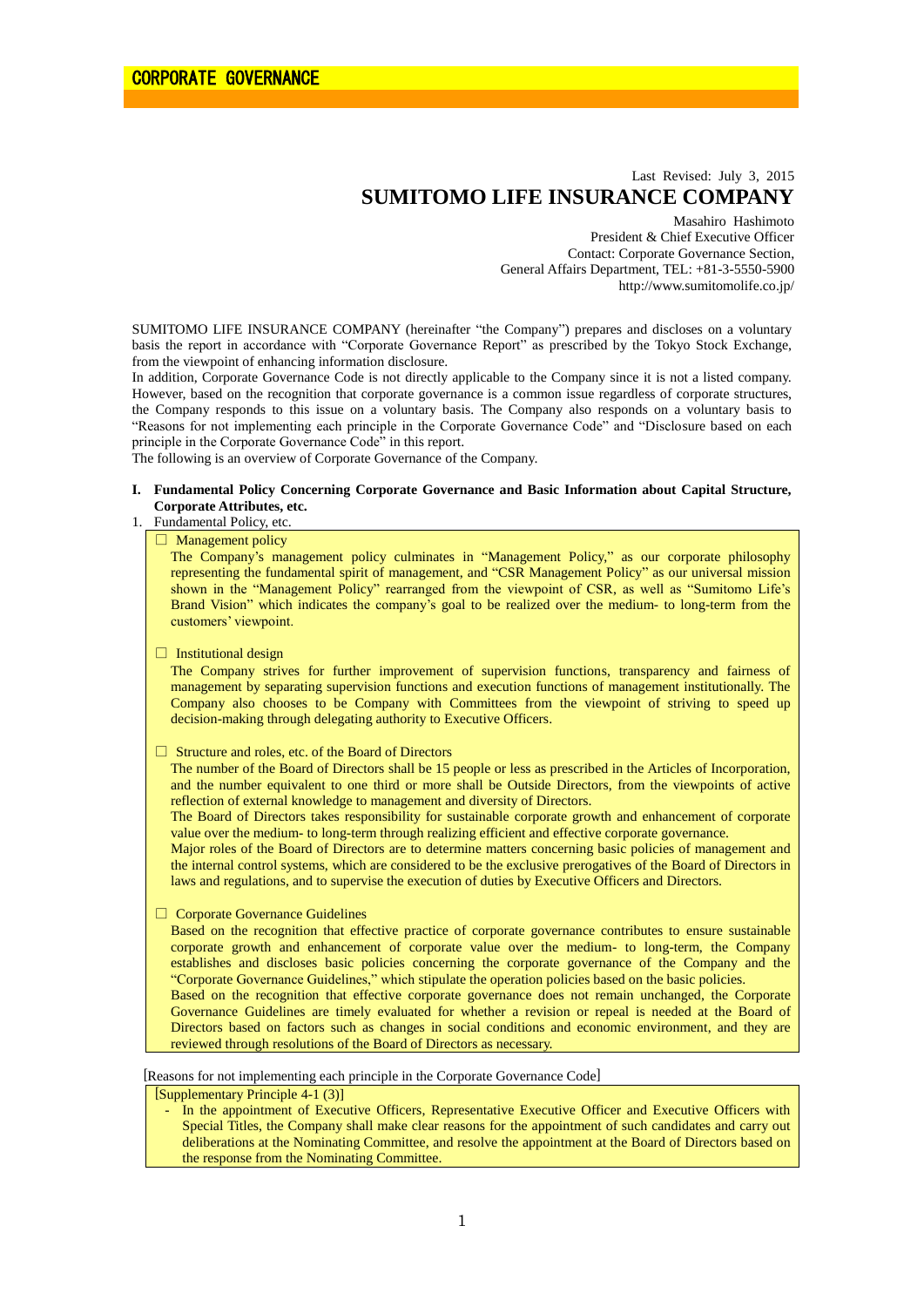# CORPORATE GOVERNANCE

Last Revised: July 3, 2015

## SUMITOMO LIFE INSURANCE COMPANY

Masahiro Hashimoto
President & Chief Executive Officer
Contact: Corporate Governance Section,
General Affairs Department, TEL: +81-3-5550-5900
http://www.sumitomolife.co.jp/

SUMITOMO LIFE INSURANCE COMPANY (hereinafter "the Company") prepares and discloses on a voluntary basis the report in accordance with "Corporate Governance Report" as prescribed by the Tokyo Stock Exchange, from the viewpoint of enhancing information disclosure.

In addition, Corporate Governance Code is not directly applicable to the Company since it is not a listed company. However, based on the recognition that corporate governance is a common issue regardless of corporate structures, the Company responds to this issue on a voluntary basis. The Company also responds on a voluntary basis to "Reasons for not implementing each principle in the Corporate Governance Code" and "Disclosure based on each principle in the Corporate Governance Code" in this report.

The following is an overview of Corporate Governance of the Company.

### I. Fundamental Policy Concerning Corporate Governance and Basic Information about Capital Structure, Corporate Attributes, etc.

1. Fundamental Policy, etc.

□ Management policy

The Company's management policy culminates in "Management Policy," as our corporate philosophy representing the fundamental spirit of management, and "CSR Management Policy" as our universal mission shown in the "Management Policy" rearranged from the viewpoint of CSR, as well as "Sumitomo Life's Brand Vision" which indicates the company's goal to be realized over the medium- to long-term from the customers' viewpoint.

□ Institutional design

The Company strives for further improvement of supervision functions, transparency and fairness of management by separating supervision functions and execution functions of management institutionally. The Company also chooses to be Company with Committees from the viewpoint of striving to speed up decision-making through delegating authority to Executive Officers.

□ Structure and roles, etc. of the Board of Directors

The number of the Board of Directors shall be 15 people or less as prescribed in the Articles of Incorporation, and the number equivalent to one third or more shall be Outside Directors, from the viewpoints of active reflection of external knowledge to management and diversity of Directors.

The Board of Directors takes responsibility for sustainable corporate growth and enhancement of corporate value over the medium- to long-term through realizing efficient and effective corporate governance.

Major roles of the Board of Directors are to determine matters concerning basic policies of management and the internal control systems, which are considered to be the exclusive prerogatives of the Board of Directors in laws and regulations, and to supervise the execution of duties by Executive Officers and Directors.

□ Corporate Governance Guidelines

Based on the recognition that effective practice of corporate governance contributes to ensure sustainable corporate growth and enhancement of corporate value over the medium- to long-term, the Company establishes and discloses basic policies concerning the corporate governance of the Company and the "Corporate Governance Guidelines," which stipulate the operation policies based on the basic policies.

Based on the recognition that effective corporate governance does not remain unchanged, the Corporate Governance Guidelines are timely evaluated for whether a revision or repeal is needed at the Board of Directors based on factors such as changes in social conditions and economic environment, and they are reviewed through resolutions of the Board of Directors as necessary.

[Reasons for not implementing each principle in the Corporate Governance Code]

[Supplementary Principle 4-1 (3)]

- In the appointment of Executive Officers, Representative Executive Officer and Executive Officers with Special Titles, the Company shall make clear reasons for the appointment of such candidates and carry out deliberations at the Nominating Committee, and resolve the appointment at the Board of Directors based on the response from the Nominating Committee.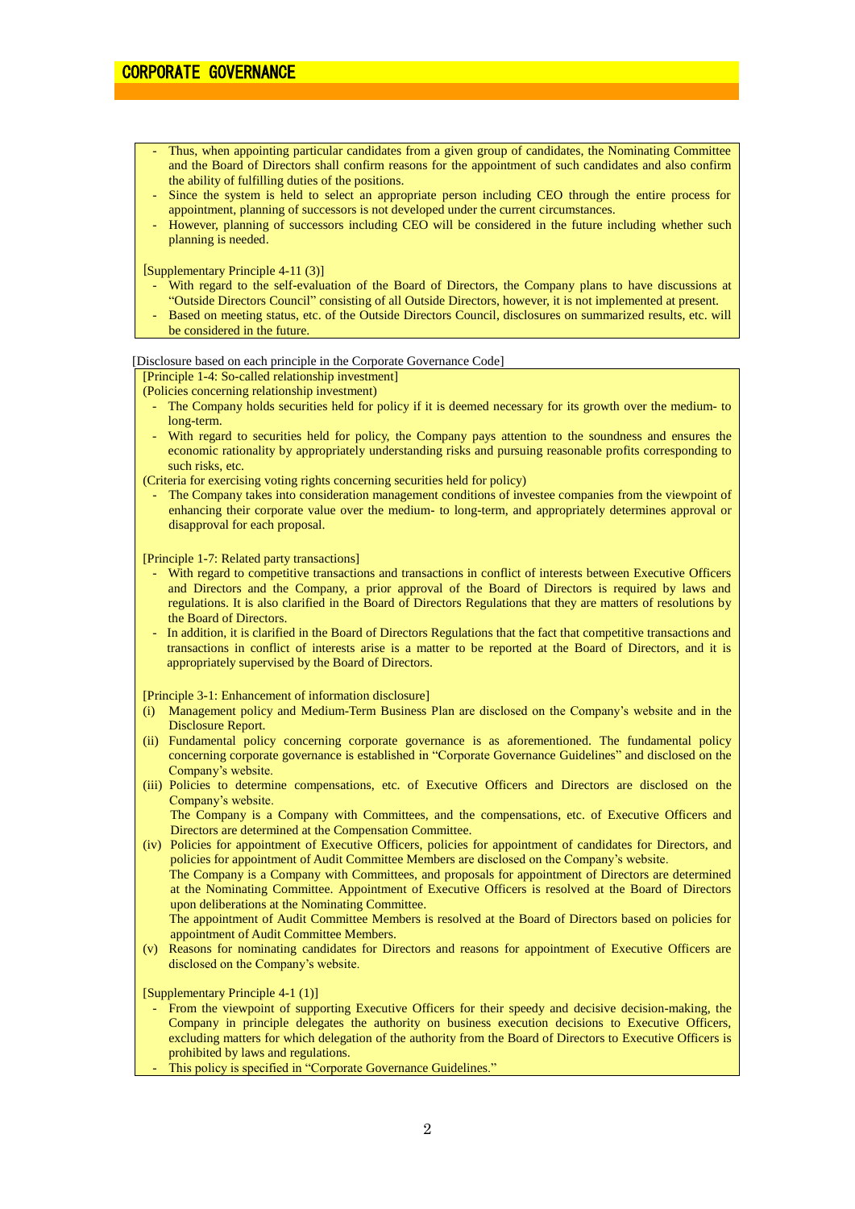- Thus, when appointing particular candidates from a given group of candidates, the Nominating Committee and the Board of Directors shall confirm reasons for the appointment of such candidates and also confirm the ability of fulfilling duties of the positions.
- Since the system is held to select an appropriate person including CEO through the entire process for appointment, planning of successors is not developed under the current circumstances.
- However, planning of successors including CEO will be considered in the future including whether such planning is needed.

[Supplementary Principle 4-11 (3)]

- With regard to the self-evaluation of the Board of Directors, the Company plans to have discussions at "Outside Directors Council" consisting of all Outside Directors, however, it is not implemented at present.
- Based on meeting status, etc. of the Outside Directors Council, disclosures on summarized results, etc. will be considered in the future.

[Disclosure based on each principle in the Corporate Governance Code]

[Principle 1-4: So-called relationship investment]

(Policies concerning relationship investment)

- The Company holds securities held for policy if it is deemed necessary for its growth over the medium- to long-term.
- With regard to securities held for policy, the Company pays attention to the soundness and ensures the economic rationality by appropriately understanding risks and pursuing reasonable profits corresponding to such risks, etc.

(Criteria for exercising voting rights concerning securities held for policy)

- The Company takes into consideration management conditions of investee companies from the viewpoint of enhancing their corporate value over the medium- to long-term, and appropriately determines approval or disapproval for each proposal.

[Principle 1-7: Related party transactions]

- With regard to competitive transactions and transactions in conflict of interests between Executive Officers and Directors and the Company, a prior approval of the Board of Directors is required by laws and regulations. It is also clarified in the Board of Directors Regulations that they are matters of resolutions by the Board of Directors.
- In addition, it is clarified in the Board of Directors Regulations that the fact that competitive transactions and transactions in conflict of interests arise is a matter to be reported at the Board of Directors, and it is appropriately supervised by the Board of Directors.

[Principle 3-1: Enhancement of information disclosure]

(i) Management policy and Medium-Term Business Plan are disclosed on the Company's website and in the Disclosure Report.

(ii) Fundamental policy concerning corporate governance is as aforementioned. The fundamental policy concerning corporate governance is established in "Corporate Governance Guidelines" and disclosed on the Company's website.

(iii) Policies to determine compensations, etc. of Executive Officers and Directors are disclosed on the Company's website.
The Company is a Company with Committees, and the compensations, etc. of Executive Officers and Directors are determined at the Compensation Committee.

(iv) Policies for appointment of Executive Officers, policies for appointment of candidates for Directors, and policies for appointment of Audit Committee Members are disclosed on the Company's website.
The Company is a Company with Committees, and proposals for appointment of Directors are determined at the Nominating Committee. Appointment of Executive Officers is resolved at the Board of Directors upon deliberations at the Nominating Committee.
The appointment of Audit Committee Members is resolved at the Board of Directors based on policies for appointment of Audit Committee Members.

(v) Reasons for nominating candidates for Directors and reasons for appointment of Executive Officers are disclosed on the Company's website.

[Supplementary Principle 4-1 (1)]

- From the viewpoint of supporting Executive Officers for their speedy and decisive decision-making, the Company in principle delegates the authority on business execution decisions to Executive Officers, excluding matters for which delegation of the authority from the Board of Directors to Executive Officers is prohibited by laws and regulations.
- This policy is specified in "Corporate Governance Guidelines."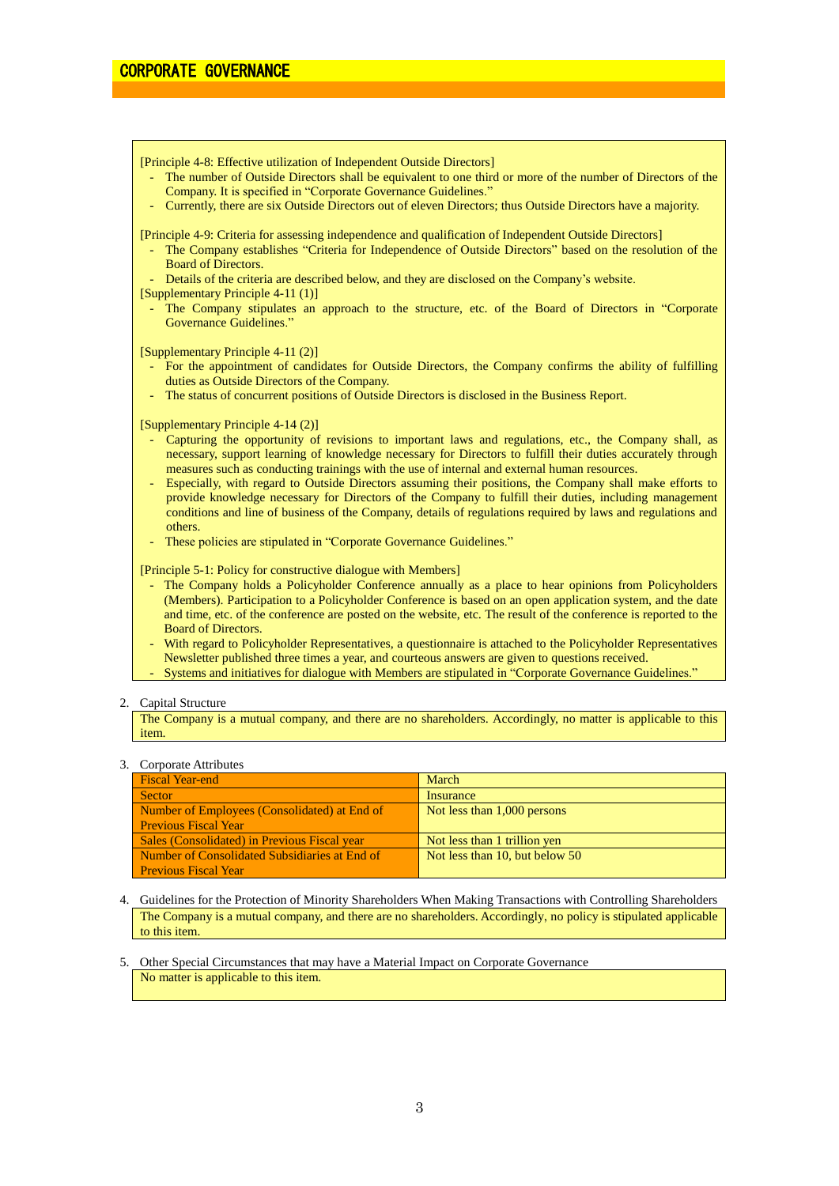[Principle 4-8: Effective utilization of Independent Outside Directors]

- The number of Outside Directors shall be equivalent to one third or more of the number of Directors of the Company. It is specified in "Corporate Governance Guidelines."
- Currently, there are six Outside Directors out of eleven Directors; thus Outside Directors have a majority.

[Principle 4-9: Criteria for assessing independence and qualification of Independent Outside Directors]

- The Company establishes "Criteria for Independence of Outside Directors" based on the resolution of the Board of Directors.
- Details of the criteria are described below, and they are disclosed on the Company's website.

[Supplementary Principle 4-11 (1)]

- The Company stipulates an approach to the structure, etc. of the Board of Directors in "Corporate Governance Guidelines."

[Supplementary Principle 4-11 (2)]

- For the appointment of candidates for Outside Directors, the Company confirms the ability of fulfilling duties as Outside Directors of the Company.
- The status of concurrent positions of Outside Directors is disclosed in the Business Report.

[Supplementary Principle 4-14 (2)]

- Capturing the opportunity of revisions to important laws and regulations, etc., the Company shall, as necessary, support learning of knowledge necessary for Directors to fulfill their duties accurately through measures such as conducting trainings with the use of internal and external human resources.
- Especially, with regard to Outside Directors assuming their positions, the Company shall make efforts to provide knowledge necessary for Directors of the Company to fulfill their duties, including management conditions and line of business of the Company, details of regulations required by laws and regulations and others.
- These policies are stipulated in "Corporate Governance Guidelines."

[Principle 5-1: Policy for constructive dialogue with Members]

- The Company holds a Policyholder Conference annually as a place to hear opinions from Policyholders (Members). Participation to a Policyholder Conference is based on an open application system, and the date and time, etc. of the conference are posted on the website, etc. The result of the conference is reported to the Board of Directors.
- With regard to Policyholder Representatives, a questionnaire is attached to the Policyholder Representatives Newsletter published three times a year, and courteous answers are given to questions received.
- Systems and initiatives for dialogue with Members are stipulated in "Corporate Governance Guidelines."

2. Capital Structure

The Company is a mutual company, and there are no shareholders. Accordingly, no matter is applicable to this item.

3. Corporate Attributes

| Fiscal Year-end | March |
|---|---|
| Sector | Insurance |
| Number of Employees (Consolidated) at End of Previous Fiscal Year | Not less than 1,000 persons |
| Sales (Consolidated) in Previous Fiscal year | Not less than 1 trillion yen |
| Number of Consolidated Subsidiaries at End of Previous Fiscal Year | Not less than 10, but below 50 |

4. Guidelines for the Protection of Minority Shareholders When Making Transactions with Controlling Shareholders

The Company is a mutual company, and there are no shareholders. Accordingly, no policy is stipulated applicable to this item.

5. Other Special Circumstances that may have a Material Impact on Corporate Governance

No matter is applicable to this item.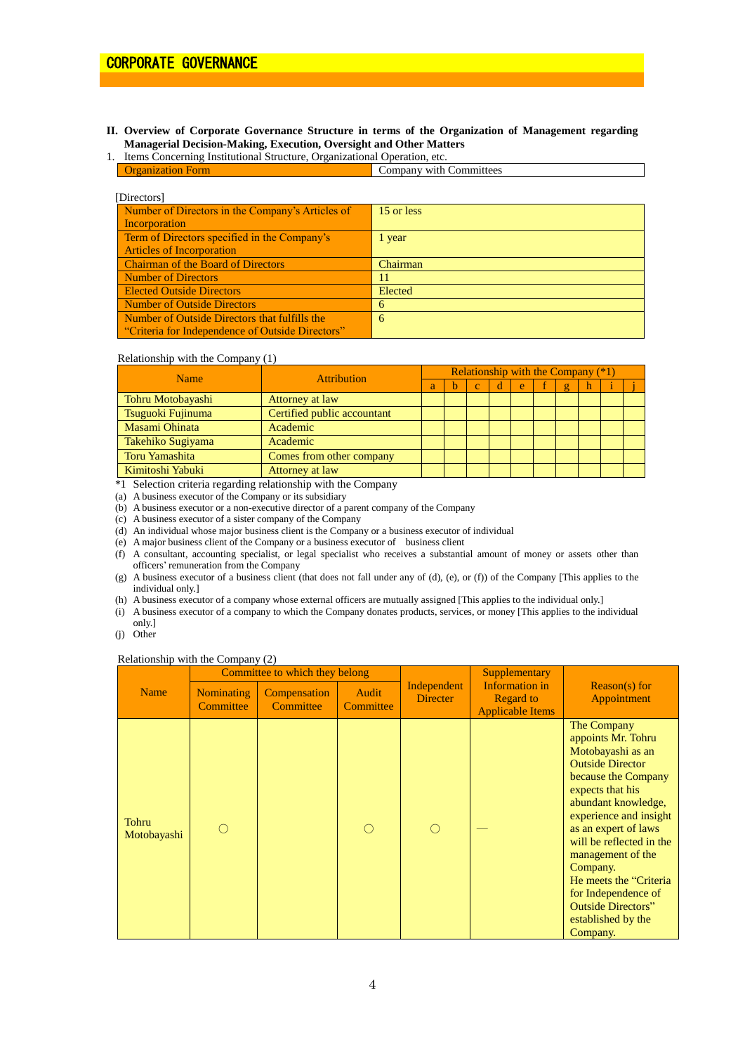## CORPORATE GOVERNANCE

**II. Overview of Corporate Governance Structure in terms of the Organization of Management regarding Managerial Decision-Making, Execution, Oversight and Other Matters**

1. Items Concerning Institutional Structure, Organizational Operation, etc.

| Organization Form | Company with Committees |
|---|---|

[Directors]

| Number of Directors in the Company's Articles of Incorporation | 15 or less |
|---|---|
| Term of Directors specified in the Company's Articles of Incorporation | 1 year |
| Chairman of the Board of Directors | Chairman |
| Number of Directors | 11 |
| Elected Outside Directors | Elected |
| Number of Outside Directors | 6 |
| Number of Outside Directors that fulfills the "Criteria for Independence of Outside Directors" | 6 |

Relationship with the Company (1)

| Name | Attribution | Relationship with the Company (*1) | | | | | | | | | |
|---|---|---|---|---|---|---|---|---|---|---|---|
| | | a | b | c | d | e | f | g | h | i | j |
| Tohru Motobayashi | Attorney at law | | | | | | | | | | |
| Tsuguoki Fujinuma | Certified public accountant | | | | | | | | | | |
| Masami Ohinata | Academic | | | | | | | | | | |
| Takehiko Sugiyama | Academic | | | | | | | | | | |
| Toru Yamashita | Comes from other company | | | | | | | | | | |
| Kimitoshi Yabuki | Attorney at law | | | | | | | | | | |

*1 Selection criteria regarding relationship with the Company

(a) A business executor of the Company or its subsidiary
(b) A business executor or a non-executive director of a parent company of the Company
(c) A business executor of a sister company of the Company
(d) An individual whose major business client is the Company or a business executor of individual
(e) A major business client of the Company or a business executor of business client
(f) A consultant, accounting specialist, or legal specialist who receives a substantial amount of money or assets other than officers' remuneration from the Company
(g) A business executor of a business client (that does not fall under any of (d), (e), or (f)) of the Company [This applies to the individual only.]
(h) A business executor of a company whose external officers are mutually assigned [This applies to the individual only.]
(i) A business executor of a company to which the Company donates products, services, or money [This applies to the individual only.]
(j) Other

Relationship with the Company (2)

| Name | Committee to which they belong | | | Independent Directer | Supplementary Information in Regard to Applicable Items | Reason(s) for Appointment |
|---|---|---|---|---|---|---|
| | Nominating Committee | Compensation Committee | Audit Committee | | | |
| Tohru Motobayashi | ○ | | ○ | ○ | — | The Company appoints Mr. Tohru Motobayashi as an Outside Director because the Company expects that his abundant knowledge, experience and insight as an expert of laws will be reflected in the management of the Company. He meets the "Criteria for Independence of Outside Directors" established by the Company. |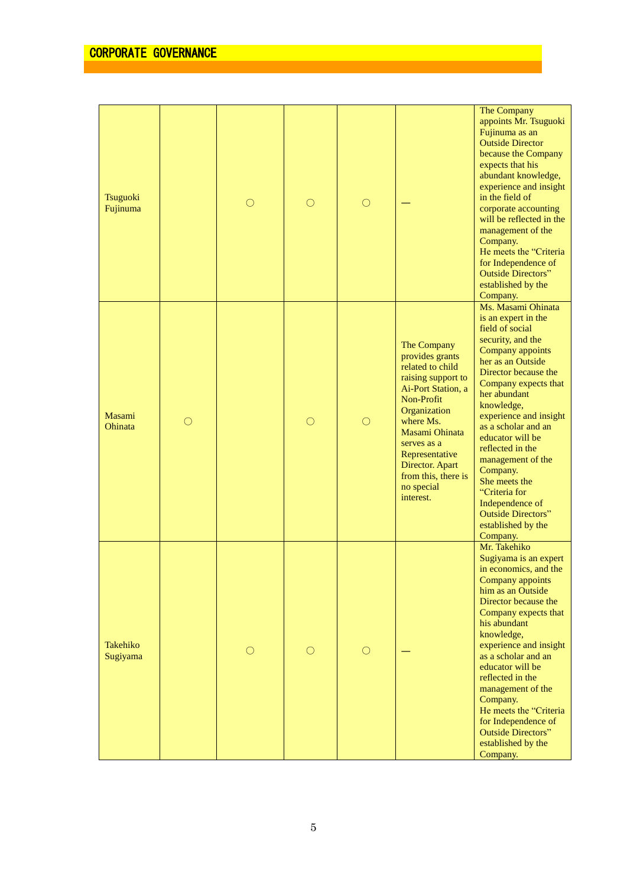## CORPORATE GOVERNANCE

| | | | | | | |
|---|---|---|---|---|---|---|
| Tsuguoki Fujinuma | | ○ | ○ | ○ | — | The Company appoints Mr. Tsuguoki Fujinuma as an Outside Director because the Company expects that his abundant knowledge, experience and insight in the field of corporate accounting will be reflected in the management of the Company. He meets the "Criteria for Independence of Outside Directors" established by the Company. |
| Masami Ohinata | ○ | | ○ | ○ | The Company provides grants related to child raising support to Ai-Port Station, a Non-Profit Organization where Ms. Masami Ohinata serves as a Representative Director. Apart from this, there is no special interest. | Ms. Masami Ohinata is an expert in the field of social security, and the Company appoints her as an Outside Director because the Company expects that her abundant knowledge, experience and insight as a scholar and an educator will be reflected in the management of the Company. She meets the "Criteria for Independence of Outside Directors" established by the Company. |
| Takehiko Sugiyama | | ○ | ○ | ○ | — | Mr. Takehiko Sugiyama is an expert in economics, and the Company appoints him as an Outside Director because the Company expects that his abundant knowledge, experience and insight as a scholar and an educator will be reflected in the management of the Company. He meets the "Criteria for Independence of Outside Directors" established by the Company. |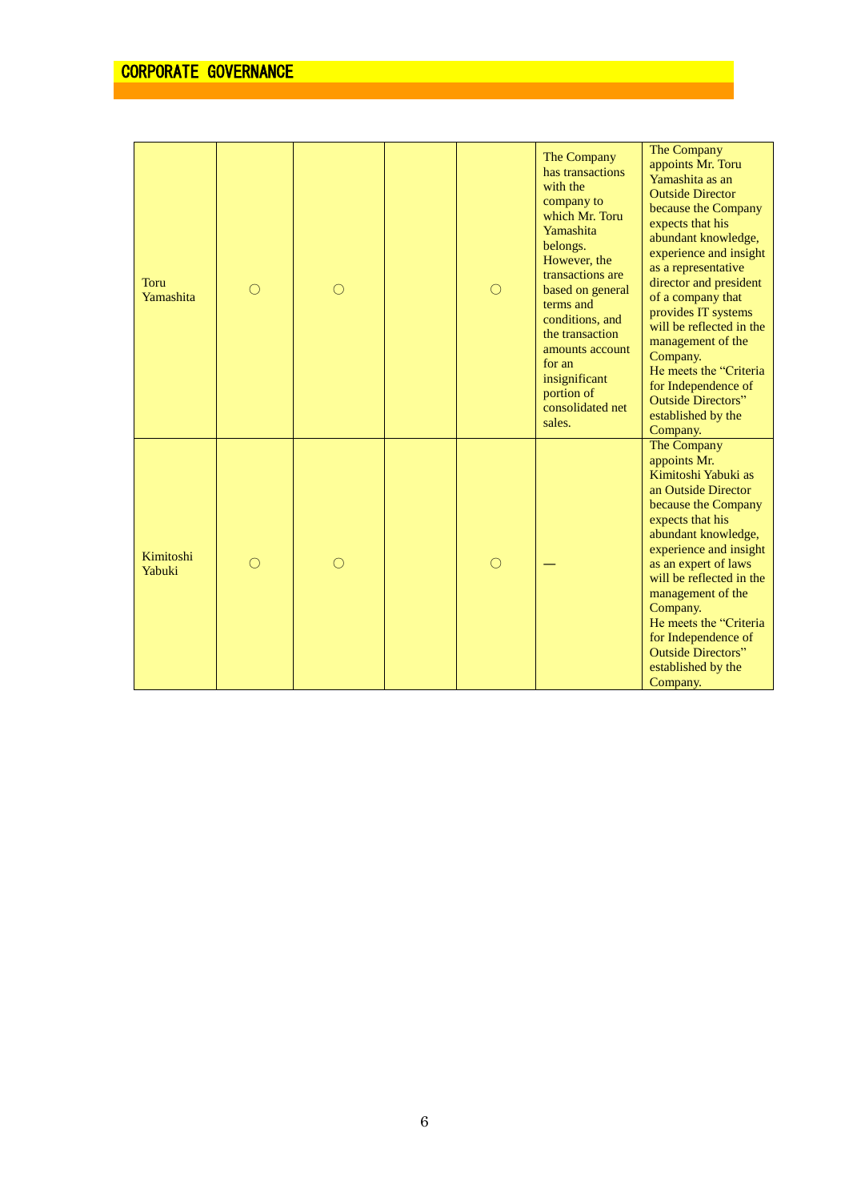## CORPORATE GOVERNANCE

| | | | | | | |
|---|---|---|---|---|---|---|
| Toru Yamashita | ○ | ○ | | ○ | The Company has transactions with the company to which Mr. Toru Yamashita belongs. However, the transactions are based on general terms and conditions, and the transaction amounts account for an insignificant portion of consolidated net sales. | The Company appoints Mr. Toru Yamashita as an Outside Director because the Company expects that his abundant knowledge, experience and insight as a representative director and president of a company that provides IT systems will be reflected in the management of the Company. He meets the "Criteria for Independence of Outside Directors" established by the Company. |
| Kimitoshi Yabuki | ○ | ○ | | ○ | — | The Company appoints Mr. Kimitoshi Yabuki as an Outside Director because the Company expects that his abundant knowledge, experience and insight as an expert of laws will be reflected in the management of the Company. He meets the "Criteria for Independence of Outside Directors" established by the Company. |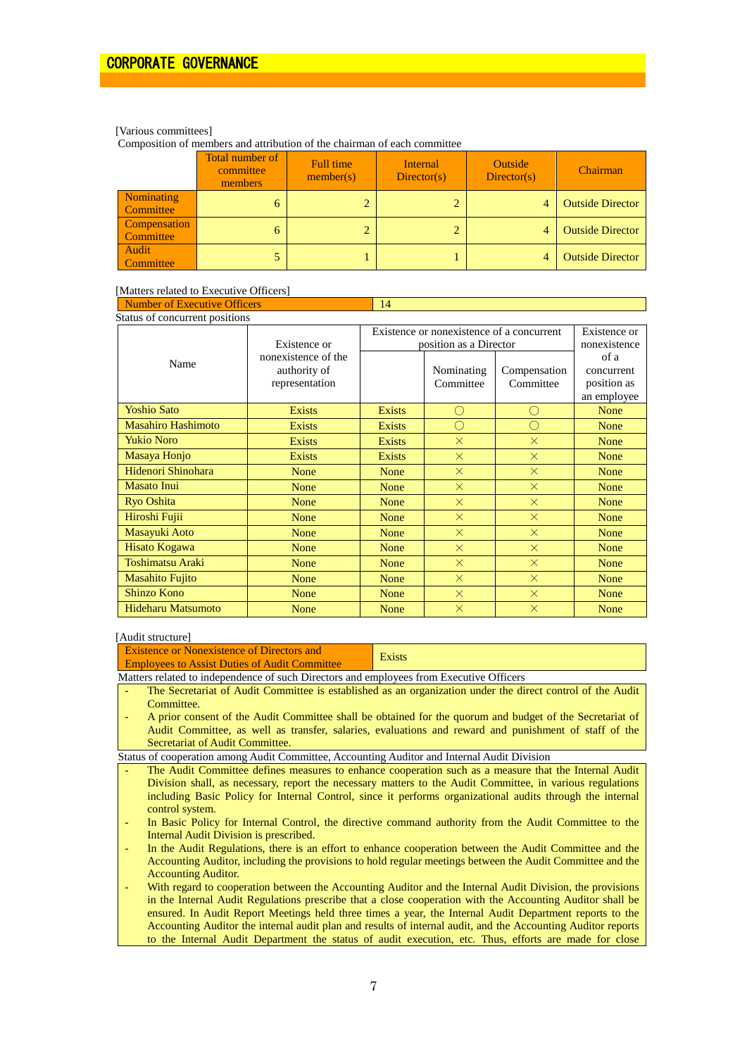## CORPORATE GOVERNANCE

[Various committees]

Composition of members and attribution of the chairman of each committee

| | Total number of committee members | Full time member(s) | Internal Director(s) | Outside Director(s) | Chairman |
|---|---|---|---|---|---|
| Nominating Committee | 6 | 2 | 2 | 4 | Outside Director |
| Compensation Committee | 6 | 2 | 2 | 4 | Outside Director |
| Audit Committee | 5 | 1 | 1 | 4 | Outside Director |

[Matters related to Executive Officers]

| Number of Executive Officers | 14 |
|---|---|

Status of concurrent positions

| Name | Existence or nonexistence of the authority of representation | Existence or nonexistence of a concurrent position as a Director | | | Existence or nonexistence of a concurrent position as an employee |
|---|---|---|---|---|---|
| | | | Nominating Committee | Compensation Committee | |
| Yoshio Sato | Exists | Exists | ○ | ○ | None |
| Masahiro Hashimoto | Exists | Exists | ○ | ○ | None |
| Yukio Noro | Exists | Exists | × | × | None |
| Masaya Honjo | Exists | Exists | × | × | None |
| Hidenori Shinohara | None | None | × | × | None |
| Masato Inui | None | None | × | × | None |
| Ryo Oshita | None | None | × | × | None |
| Hiroshi Fujii | None | None | × | × | None |
| Masayuki Aoto | None | None | × | × | None |
| Hisato Kogawa | None | None | × | × | None |
| Toshimatsu Araki | None | None | × | × | None |
| Masahito Fujito | None | None | × | × | None |
| Shinzo Kono | None | None | × | × | None |
| Hideharu Matsumoto | None | None | × | × | None |

[Audit structure]

| Existence or Nonexistence of Directors and Employees to Assist Duties of Audit Committee | Exists |
|---|---|

Matters related to independence of such Directors and employees from Executive Officers

- The Secretariat of Audit Committee is established as an organization under the direct control of the Audit Committee.
- A prior consent of the Audit Committee shall be obtained for the quorum and budget of the Secretariat of Audit Committee, as well as transfer, salaries, evaluations and reward and punishment of staff of the Secretariat of Audit Committee.

Status of cooperation among Audit Committee, Accounting Auditor and Internal Audit Division

- The Audit Committee defines measures to enhance cooperation such as a measure that the Internal Audit Division shall, as necessary, report the necessary matters to the Audit Committee, in various regulations including Basic Policy for Internal Control, since it performs organizational audits through the internal control system.
- In Basic Policy for Internal Control, the directive command authority from the Audit Committee to the Internal Audit Division is prescribed.
- In the Audit Regulations, there is an effort to enhance cooperation between the Audit Committee and the Accounting Auditor, including the provisions to hold regular meetings between the Audit Committee and the Accounting Auditor.
- With regard to cooperation between the Accounting Auditor and the Internal Audit Division, the provisions in the Internal Audit Regulations prescribe that a close cooperation with the Accounting Auditor shall be ensured. In Audit Report Meetings held three times a year, the Internal Audit Department reports to the Accounting Auditor the internal audit plan and results of internal audit, and the Accounting Auditor reports to the Internal Audit Department the status of audit execution, etc. Thus, efforts are made for close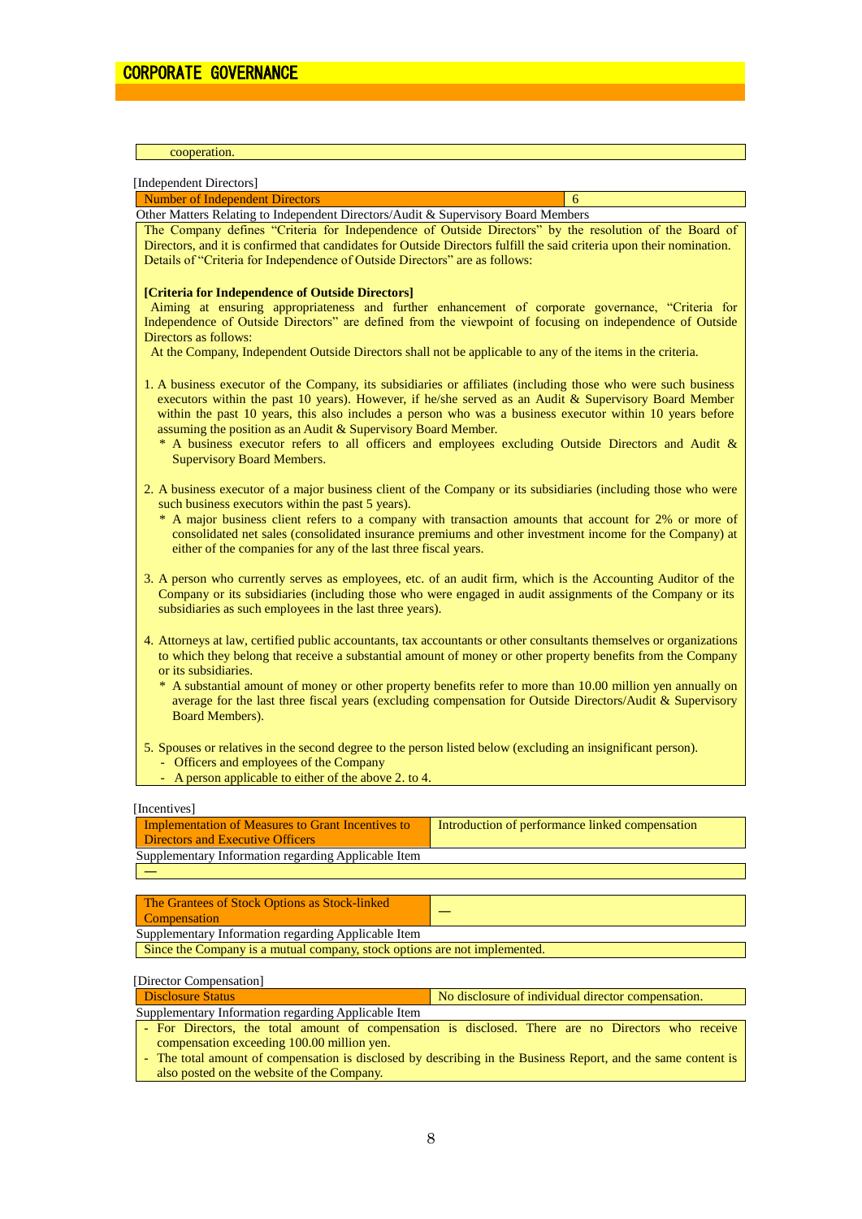cooperation.

[Independent Directors]

| Number of Independent Directors | 6 |
|---|---|

Other Matters Relating to Independent Directors/Audit & Supervisory Board Members

The Company defines "Criteria for Independence of Outside Directors" by the resolution of the Board of Directors, and it is confirmed that candidates for Outside Directors fulfill the said criteria upon their nomination. Details of "Criteria for Independence of Outside Directors" are as follows:

**[Criteria for Independence of Outside Directors]**

Aiming at ensuring appropriateness and further enhancement of corporate governance, "Criteria for Independence of Outside Directors" are defined from the viewpoint of focusing on independence of Outside Directors as follows:

At the Company, Independent Outside Directors shall not be applicable to any of the items in the criteria.

1. A business executor of the Company, its subsidiaries or affiliates (including those who were such business executors within the past 10 years). However, if he/she served as an Audit & Supervisory Board Member within the past 10 years, this also includes a person who was a business executor within 10 years before assuming the position as an Audit & Supervisory Board Member.
   * A business executor refers to all officers and employees excluding Outside Directors and Audit & Supervisory Board Members.

2. A business executor of a major business client of the Company or its subsidiaries (including those who were such business executors within the past 5 years).
   * A major business client refers to a company with transaction amounts that account for 2% or more of consolidated net sales (consolidated insurance premiums and other investment income for the Company) at either of the companies for any of the last three fiscal years.

3. A person who currently serves as employees, etc. of an audit firm, which is the Accounting Auditor of the Company or its subsidiaries (including those who were engaged in audit assignments of the Company or its subsidiaries as such employees in the last three years).

4. Attorneys at law, certified public accountants, tax accountants or other consultants themselves or organizations to which they belong that receive a substantial amount of money or other property benefits from the Company or its subsidiaries.
   * A substantial amount of money or other property benefits refer to more than 10.00 million yen annually on average for the last three fiscal years (excluding compensation for Outside Directors/Audit & Supervisory Board Members).

5. Spouses or relatives in the second degree to the person listed below (excluding an insignificant person).
   - Officers and employees of the Company
   - A person applicable to either of the above 2. to 4.

[Incentives]

| Implementation of Measures to Grant Incentives to Directors and Executive Officers | Introduction of performance linked compensation |
|---|---|

Supplementary Information regarding Applicable Item

—

| The Grantees of Stock Options as Stock-linked Compensation | — |
|---|---|

Supplementary Information regarding Applicable Item

Since the Company is a mutual company, stock options are not implemented.

[Director Compensation]

| Disclosure Status | No disclosure of individual director compensation. |
|---|---|

Supplementary Information regarding Applicable Item

- For Directors, the total amount of compensation is disclosed. There are no Directors who receive compensation exceeding 100.00 million yen.
- The total amount of compensation is disclosed by describing in the Business Report, and the same content is also posted on the website of the Company.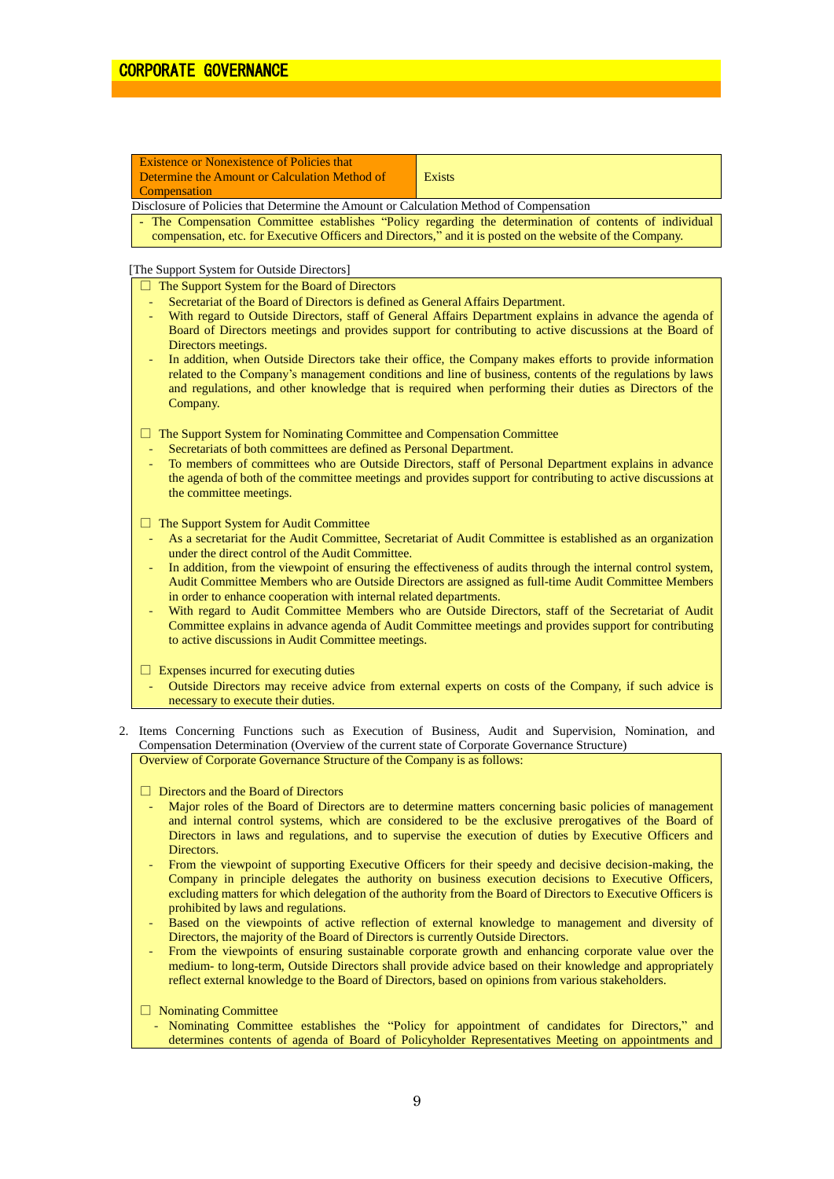| Existence or Nonexistence of Policies that Determine the Amount or Calculation Method of Compensation | Exists |
|---|---|

Disclosure of Policies that Determine the Amount or Calculation Method of Compensation

- The Compensation Committee establishes "Policy regarding the determination of contents of individual compensation, etc. for Executive Officers and Directors," and it is posted on the website of the Company.

[The Support System for Outside Directors]

□ The Support System for the Board of Directors

- Secretariat of the Board of Directors is defined as General Affairs Department.
- With regard to Outside Directors, staff of General Affairs Department explains in advance the agenda of Board of Directors meetings and provides support for contributing to active discussions at the Board of Directors meetings.
- In addition, when Outside Directors take their office, the Company makes efforts to provide information related to the Company's management conditions and line of business, contents of the regulations by laws and regulations, and other knowledge that is required when performing their duties as Directors of the Company.

□ The Support System for Nominating Committee and Compensation Committee

- Secretariats of both committees are defined as Personal Department.
- To members of committees who are Outside Directors, staff of Personal Department explains in advance the agenda of both of the committee meetings and provides support for contributing to active discussions at the committee meetings.

□ The Support System for Audit Committee

- As a secretariat for the Audit Committee, Secretariat of Audit Committee is established as an organization under the direct control of the Audit Committee.
- In addition, from the viewpoint of ensuring the effectiveness of audits through the internal control system, Audit Committee Members who are Outside Directors are assigned as full-time Audit Committee Members in order to enhance cooperation with internal related departments.
- With regard to Audit Committee Members who are Outside Directors, staff of the Secretariat of Audit Committee explains in advance agenda of Audit Committee meetings and provides support for contributing to active discussions in Audit Committee meetings.

□ Expenses incurred for executing duties

- Outside Directors may receive advice from external experts on costs of the Company, if such advice is necessary to execute their duties.

2. Items Concerning Functions such as Execution of Business, Audit and Supervision, Nomination, and Compensation Determination (Overview of the current state of Corporate Governance Structure)

Overview of Corporate Governance Structure of the Company is as follows:

□ Directors and the Board of Directors

- Major roles of the Board of Directors are to determine matters concerning basic policies of management and internal control systems, which are considered to be the exclusive prerogatives of the Board of Directors in laws and regulations, and to supervise the execution of duties by Executive Officers and Directors.
- From the viewpoint of supporting Executive Officers for their speedy and decisive decision-making, the Company in principle delegates the authority on business execution decisions to Executive Officers, excluding matters for which delegation of the authority from the Board of Directors to Executive Officers is prohibited by laws and regulations.
- Based on the viewpoints of active reflection of external knowledge to management and diversity of Directors, the majority of the Board of Directors is currently Outside Directors.
- From the viewpoints of ensuring sustainable corporate growth and enhancing corporate value over the medium- to long-term, Outside Directors shall provide advice based on their knowledge and appropriately reflect external knowledge to the Board of Directors, based on opinions from various stakeholders.

□ Nominating Committee

- Nominating Committee establishes the "Policy for appointment of candidates for Directors," and determines contents of agenda of Board of Policyholder Representatives Meeting on appointments and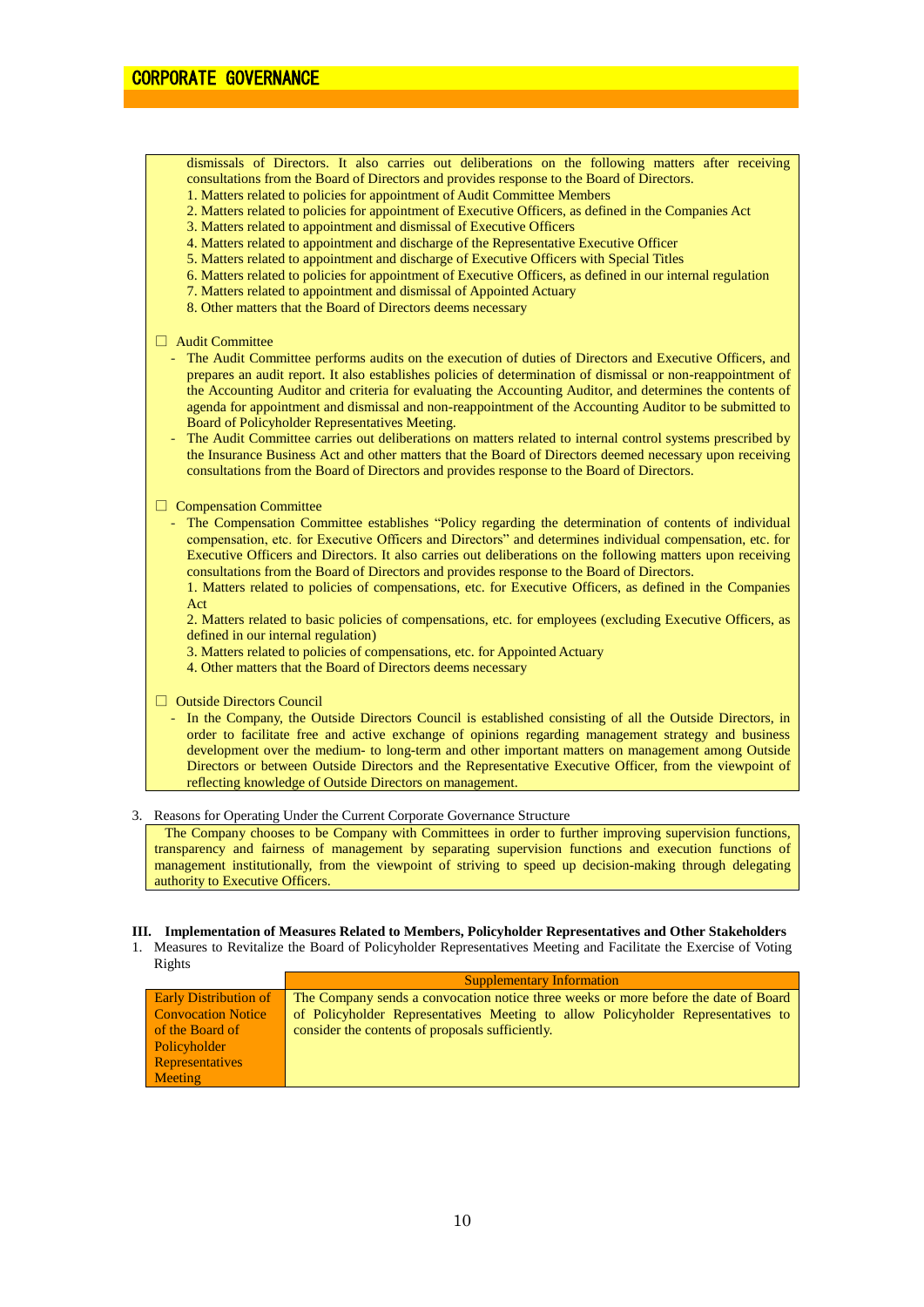dismissals of Directors. It also carries out deliberations on the following matters after receiving consultations from the Board of Directors and provides response to the Board of Directors.

1. Matters related to policies for appointment of Audit Committee Members
2. Matters related to policies for appointment of Executive Officers, as defined in the Companies Act
3. Matters related to appointment and dismissal of Executive Officers
4. Matters related to appointment and discharge of the Representative Executive Officer
5. Matters related to appointment and discharge of Executive Officers with Special Titles
6. Matters related to policies for appointment of Executive Officers, as defined in our internal regulation
7. Matters related to appointment and dismissal of Appointed Actuary
8. Other matters that the Board of Directors deems necessary

□ Audit Committee

- The Audit Committee performs audits on the execution of duties of Directors and Executive Officers, and prepares an audit report. It also establishes policies of determination of dismissal or non-reappointment of the Accounting Auditor and criteria for evaluating the Accounting Auditor, and determines the contents of agenda for appointment and dismissal and non-reappointment of the Accounting Auditor to be submitted to Board of Policyholder Representatives Meeting.
- The Audit Committee carries out deliberations on matters related to internal control systems prescribed by the Insurance Business Act and other matters that the Board of Directors deemed necessary upon receiving consultations from the Board of Directors and provides response to the Board of Directors.

□ Compensation Committee

- The Compensation Committee establishes "Policy regarding the determination of contents of individual compensation, etc. for Executive Officers and Directors" and determines individual compensation, etc. for Executive Officers and Directors. It also carries out deliberations on the following matters upon receiving consultations from the Board of Directors and provides response to the Board of Directors.

  1. Matters related to policies of compensations, etc. for Executive Officers, as defined in the Companies Act
  2. Matters related to basic policies of compensations, etc. for employees (excluding Executive Officers, as defined in our internal regulation)
  3. Matters related to policies of compensations, etc. for Appointed Actuary
  4. Other matters that the Board of Directors deems necessary

□ Outside Directors Council

- In the Company, the Outside Directors Council is established consisting of all the Outside Directors, in order to facilitate free and active exchange of opinions regarding management strategy and business development over the medium- to long-term and other important matters on management among Outside Directors or between Outside Directors and the Representative Executive Officer, from the viewpoint of reflecting knowledge of Outside Directors on management.

3. Reasons for Operating Under the Current Corporate Governance Structure

The Company chooses to be Company with Committees in order to further improving supervision functions, transparency and fairness of management by separating supervision functions and execution functions of management institutionally, from the viewpoint of striving to speed up decision-making through delegating authority to Executive Officers.

## III. Implementation of Measures Related to Members, Policyholder Representatives and Other Stakeholders

1. Measures to Revitalize the Board of Policyholder Representatives Meeting and Facilitate the Exercise of Voting Rights

| | Supplementary Information |
|---|---|
| Early Distribution of Convocation Notice of the Board of Policyholder Representatives Meeting | The Company sends a convocation notice three weeks or more before the date of Board of Policyholder Representatives Meeting to allow Policyholder Representatives to consider the contents of proposals sufficiently. |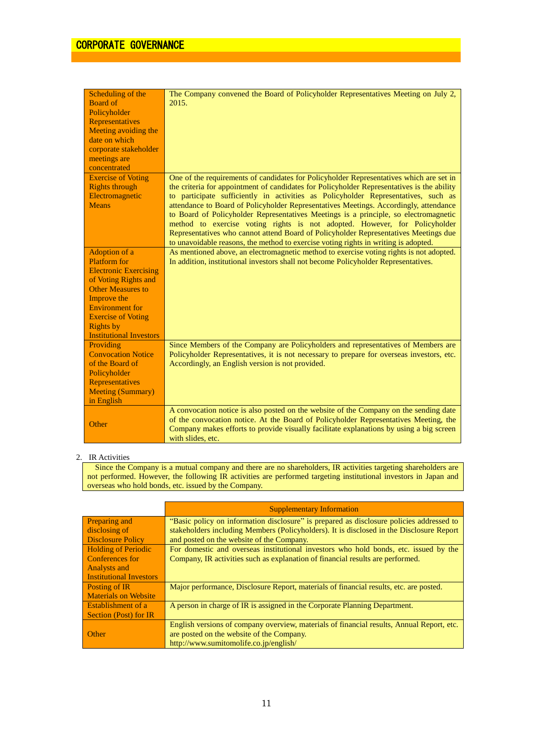# CORPORATE GOVERNANCE

| | |
|---|---|
| Scheduling of the Board of Policyholder Representatives Meeting avoiding the date on which corporate stakeholder meetings are concentrated | The Company convened the Board of Policyholder Representatives Meeting on July 2, 2015. |
| Exercise of Voting Rights through Electromagnetic Means | One of the requirements of candidates for Policyholder Representatives which are set in the criteria for appointment of candidates for Policyholder Representatives is the ability to participate sufficiently in activities as Policyholder Representatives, such as attendance to Board of Policyholder Representatives Meetings. Accordingly, attendance to Board of Policyholder Representatives Meetings is a principle, so electromagnetic method to exercise voting rights is not adopted. However, for Policyholder Representatives who cannot attend Board of Policyholder Representatives Meetings due to unavoidable reasons, the method to exercise voting rights in writing is adopted. |
| Adoption of a Platform for Electronic Exercising of Voting Rights and Other Measures to Improve the Environment for Exercise of Voting Rights by Institutional Investors | As mentioned above, an electromagnetic method to exercise voting rights is not adopted. In addition, institutional investors shall not become Policyholder Representatives. |
| Providing Convocation Notice of the Board of Policyholder Representatives Meeting (Summary) in English | Since Members of the Company are Policyholders and representatives of Members are Policyholder Representatives, it is not necessary to prepare for overseas investors, etc. Accordingly, an English version is not provided. |
| Other | A convocation notice is also posted on the website of the Company on the sending date of the convocation notice. At the Board of Policyholder Representatives Meeting, the Company makes efforts to provide visually facilitate explanations by using a big screen with slides, etc. |

2. IR Activities

Since the Company is a mutual company and there are no shareholders, IR activities targeting shareholders are not performed. However, the following IR activities are performed targeting institutional investors in Japan and overseas who hold bonds, etc. issued by the Company.

| | Supplementary Information |
|---|---|
| Preparing and disclosing of Disclosure Policy | "Basic policy on information disclosure" is prepared as disclosure policies addressed to stakeholders including Members (Policyholders). It is disclosed in the Disclosure Report and posted on the website of the Company. |
| Holding of Periodic Conferences for Analysts and Institutional Investors | For domestic and overseas institutional investors who hold bonds, etc. issued by the Company, IR activities such as explanation of financial results are performed. |
| Posting of IR Materials on Website | Major performance, Disclosure Report, materials of financial results, etc. are posted. |
| Establishment of a Section (Post) for IR | A person in charge of IR is assigned in the Corporate Planning Department. |
| Other | English versions of company overview, materials of financial results, Annual Report, etc. are posted on the website of the Company. http://www.sumitomolife.co.jp/english/ |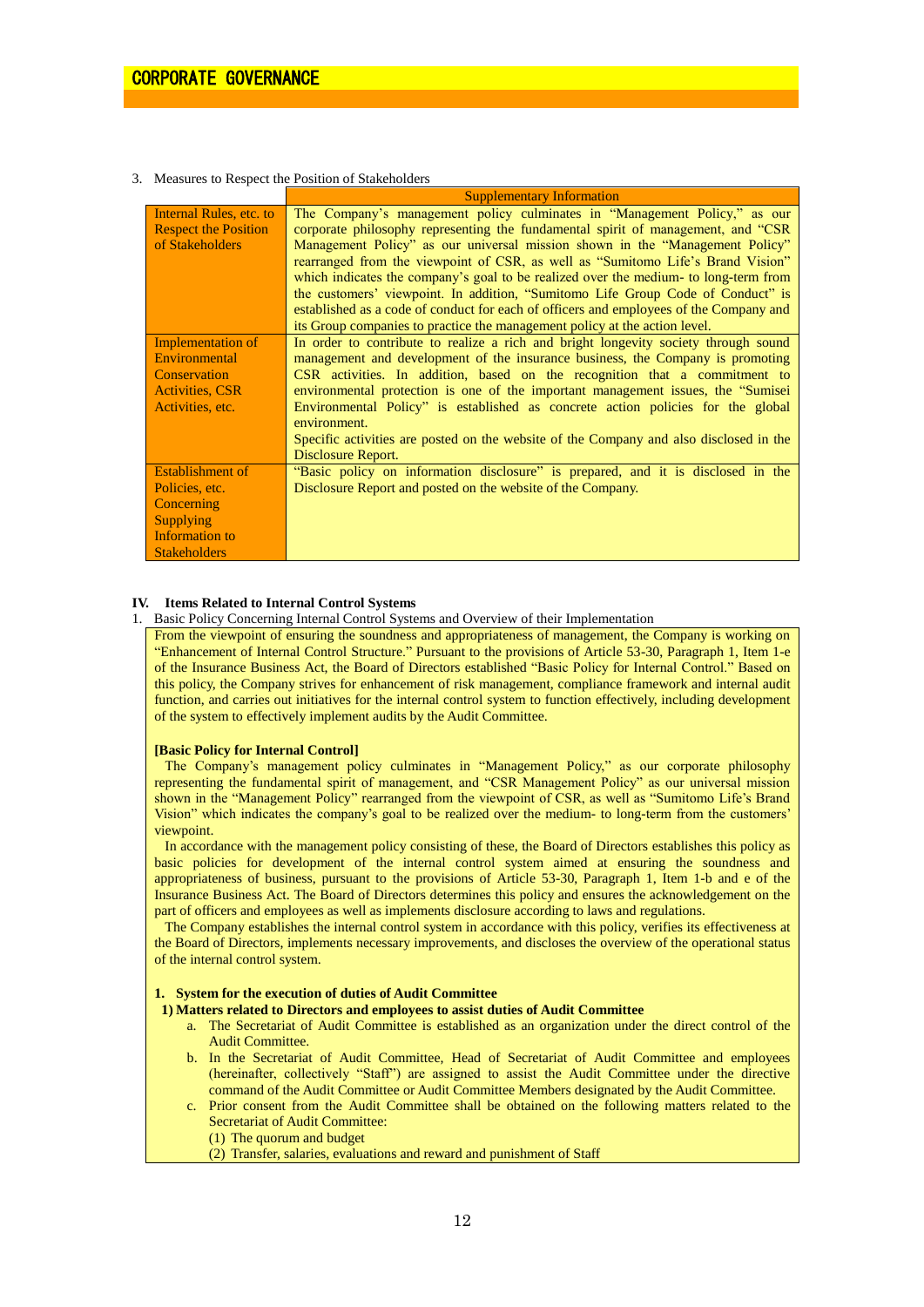3. Measures to Respect the Position of Stakeholders

| | Supplementary Information |
|---|---|
| Internal Rules, etc. to Respect the Position of Stakeholders | The Company's management policy culminates in "Management Policy," as our corporate philosophy representing the fundamental spirit of management, and "CSR Management Policy" as our universal mission shown in the "Management Policy" rearranged from the viewpoint of CSR, as well as "Sumitomo Life's Brand Vision" which indicates the company's goal to be realized over the medium- to long-term from the customers' viewpoint. In addition, "Sumitomo Life Group Code of Conduct" is established as a code of conduct for each of officers and employees of the Company and its Group companies to practice the management policy at the action level. |
| Implementation of Environmental Conservation Activities, CSR Activities, etc. | In order to contribute to realize a rich and bright longevity society through sound management and development of the insurance business, the Company is promoting CSR activities. In addition, based on the recognition that a commitment to environmental protection is one of the important management issues, the "Sumisei Environmental Policy" is established as concrete action policies for the global environment.<br>Specific activities are posted on the website of the Company and also disclosed in the Disclosure Report. |
| Establishment of Policies, etc. Concerning Supplying Information to Stakeholders | "Basic policy on information disclosure" is prepared, and it is disclosed in the Disclosure Report and posted on the website of the Company. |

## IV. Items Related to Internal Control Systems

1. Basic Policy Concerning Internal Control Systems and Overview of their Implementation

From the viewpoint of ensuring the soundness and appropriateness of management, the Company is working on "Enhancement of Internal Control Structure." Pursuant to the provisions of Article 53-30, Paragraph 1, Item 1-e of the Insurance Business Act, the Board of Directors established "Basic Policy for Internal Control." Based on this policy, the Company strives for enhancement of risk management, compliance framework and internal audit function, and carries out initiatives for the internal control system to function effectively, including development of the system to effectively implement audits by the Audit Committee.

**[Basic Policy for Internal Control]**

The Company's management policy culminates in "Management Policy," as our corporate philosophy representing the fundamental spirit of management, and "CSR Management Policy" as our universal mission shown in the "Management Policy" rearranged from the viewpoint of CSR, as well as "Sumitomo Life's Brand Vision" which indicates the company's goal to be realized over the medium- to long-term from the customers' viewpoint.

In accordance with the management policy consisting of these, the Board of Directors establishes this policy as basic policies for development of the internal control system aimed at ensuring the soundness and appropriateness of business, pursuant to the provisions of Article 53-30, Paragraph 1, Item 1-b and e of the Insurance Business Act. The Board of Directors determines this policy and ensures the acknowledgement on the part of officers and employees as well as implements disclosure according to laws and regulations.

The Company establishes the internal control system in accordance with this policy, verifies its effectiveness at the Board of Directors, implements necessary improvements, and discloses the overview of the operational status of the internal control system.

**1. System for the execution of duties of Audit Committee**

**1) Matters related to Directors and employees to assist duties of Audit Committee**

- a. The Secretariat of Audit Committee is established as an organization under the direct control of the Audit Committee.
- b. In the Secretariat of Audit Committee, Head of Secretariat of Audit Committee and employees (hereinafter, collectively "Staff") are assigned to assist the Audit Committee under the directive command of the Audit Committee or Audit Committee Members designated by the Audit Committee.
- c. Prior consent from the Audit Committee shall be obtained on the following matters related to the Secretariat of Audit Committee:
  - (1) The quorum and budget
  - (2) Transfer, salaries, evaluations and reward and punishment of Staff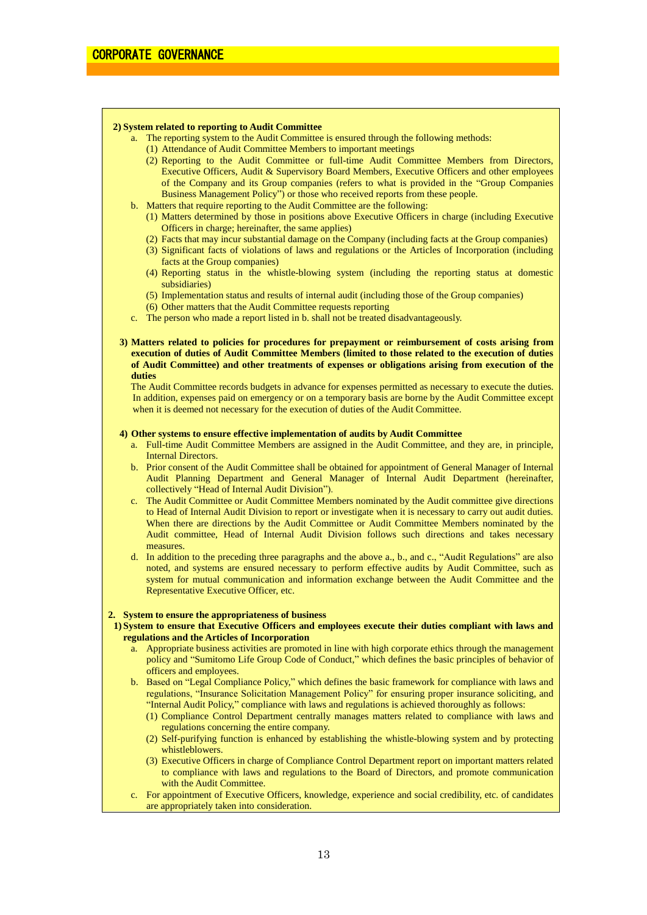# CORPORATE GOVERNANCE

**2) System related to reporting to Audit Committee**

a. The reporting system to the Audit Committee is ensured through the following methods:

(1) Attendance of Audit Committee Members to important meetings

(2) Reporting to the Audit Committee or full-time Audit Committee Members from Directors, Executive Officers, Audit & Supervisory Board Members, Executive Officers and other employees of the Company and its Group companies (refers to what is provided in the "Group Companies Business Management Policy") or those who received reports from these people.

b. Matters that require reporting to the Audit Committee are the following:

(1) Matters determined by those in positions above Executive Officers in charge (including Executive Officers in charge; hereinafter, the same applies)

(2) Facts that may incur substantial damage on the Company (including facts at the Group companies)

(3) Significant facts of violations of laws and regulations or the Articles of Incorporation (including facts at the Group companies)

(4) Reporting status in the whistle-blowing system (including the reporting status at domestic subsidiaries)

(5) Implementation status and results of internal audit (including those of the Group companies)

(6) Other matters that the Audit Committee requests reporting

c. The person who made a report listed in b. shall not be treated disadvantageously.

**3) Matters related to policies for procedures for prepayment or reimbursement of costs arising from execution of duties of Audit Committee Members (limited to those related to the execution of duties of Audit Committee) and other treatments of expenses or obligations arising from execution of the duties**

The Audit Committee records budgets in advance for expenses permitted as necessary to execute the duties. In addition, expenses paid on emergency or on a temporary basis are borne by the Audit Committee except when it is deemed not necessary for the execution of duties of the Audit Committee.

**4) Other systems to ensure effective implementation of audits by Audit Committee**

a. Full-time Audit Committee Members are assigned in the Audit Committee, and they are, in principle, Internal Directors.

b. Prior consent of the Audit Committee shall be obtained for appointment of General Manager of Internal Audit Planning Department and General Manager of Internal Audit Department (hereinafter, collectively "Head of Internal Audit Division").

c. The Audit Committee or Audit Committee Members nominated by the Audit committee give directions to Head of Internal Audit Division to report or investigate when it is necessary to carry out audit duties. When there are directions by the Audit Committee or Audit Committee Members nominated by the Audit committee, Head of Internal Audit Division follows such directions and takes necessary measures.

d. In addition to the preceding three paragraphs and the above a., b., and c., "Audit Regulations" are also noted, and systems are ensured necessary to perform effective audits by Audit Committee, such as system for mutual communication and information exchange between the Audit Committee and the Representative Executive Officer, etc.

**2. System to ensure the appropriateness of business**

**1) System to ensure that Executive Officers and employees execute their duties compliant with laws and regulations and the Articles of Incorporation**

a. Appropriate business activities are promoted in line with high corporate ethics through the management policy and "Sumitomo Life Group Code of Conduct," which defines the basic principles of behavior of officers and employees.

b. Based on "Legal Compliance Policy," which defines the basic framework for compliance with laws and regulations, "Insurance Solicitation Management Policy" for ensuring proper insurance soliciting, and "Internal Audit Policy," compliance with laws and regulations is achieved thoroughly as follows:

(1) Compliance Control Department centrally manages matters related to compliance with laws and regulations concerning the entire company.

(2) Self-purifying function is enhanced by establishing the whistle-blowing system and by protecting whistleblowers.

(3) Executive Officers in charge of Compliance Control Department report on important matters related to compliance with laws and regulations to the Board of Directors, and promote communication with the Audit Committee.

c. For appointment of Executive Officers, knowledge, experience and social credibility, etc. of candidates are appropriately taken into consideration.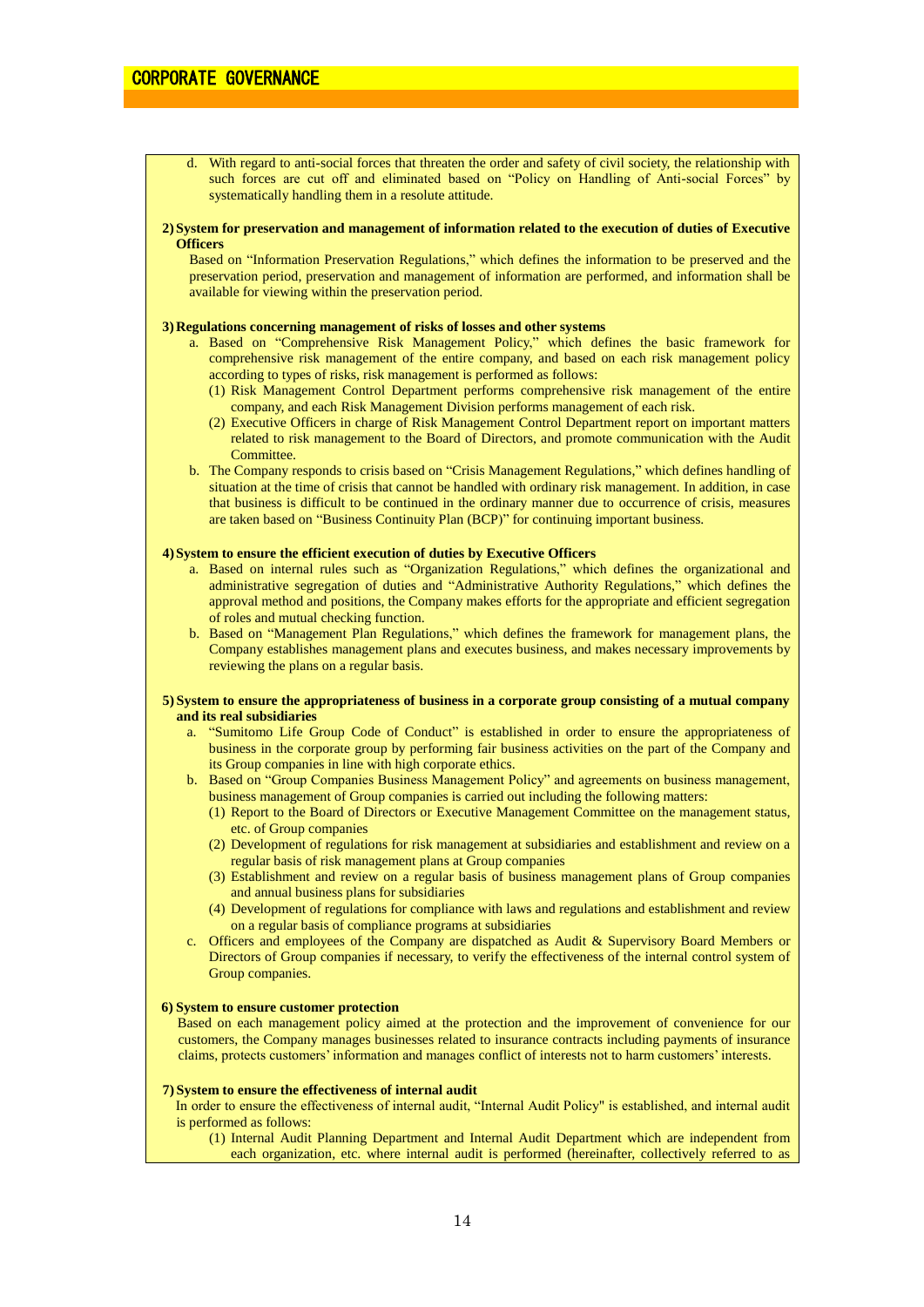d. With regard to anti-social forces that threaten the order and safety of civil society, the relationship with such forces are cut off and eliminated based on "Policy on Handling of Anti-social Forces" by systematically handling them in a resolute attitude.

**2) System for preservation and management of information related to the execution of duties of Executive Officers**

Based on "Information Preservation Regulations," which defines the information to be preserved and the preservation period, preservation and management of information are performed, and information shall be available for viewing within the preservation period.

**3) Regulations concerning management of risks of losses and other systems**

a. Based on "Comprehensive Risk Management Policy," which defines the basic framework for comprehensive risk management of the entire company, and based on each risk management policy according to types of risks, risk management is performed as follows:
   (1) Risk Management Control Department performs comprehensive risk management of the entire company, and each Risk Management Division performs management of each risk.
   (2) Executive Officers in charge of Risk Management Control Department report on important matters related to risk management to the Board of Directors, and promote communication with the Audit Committee.

b. The Company responds to crisis based on "Crisis Management Regulations," which defines handling of situation at the time of crisis that cannot be handled with ordinary risk management. In addition, in case that business is difficult to be continued in the ordinary manner due to occurrence of crisis, measures are taken based on "Business Continuity Plan (BCP)" for continuing important business.

**4) System to ensure the efficient execution of duties by Executive Officers**

a. Based on internal rules such as "Organization Regulations," which defines the organizational and administrative segregation of duties and "Administrative Authority Regulations," which defines the approval method and positions, the Company makes efforts for the appropriate and efficient segregation of roles and mutual checking function.

b. Based on "Management Plan Regulations," which defines the framework for management plans, the Company establishes management plans and executes business, and makes necessary improvements by reviewing the plans on a regular basis.

**5) System to ensure the appropriateness of business in a corporate group consisting of a mutual company and its real subsidiaries**

a. "Sumitomo Life Group Code of Conduct" is established in order to ensure the appropriateness of business in the corporate group by performing fair business activities on the part of the Company and its Group companies in line with high corporate ethics.

b. Based on "Group Companies Business Management Policy" and agreements on business management, business management of Group companies is carried out including the following matters:
   (1) Report to the Board of Directors or Executive Management Committee on the management status, etc. of Group companies
   (2) Development of regulations for risk management at subsidiaries and establishment and review on a regular basis of risk management plans at Group companies
   (3) Establishment and review on a regular basis of business management plans of Group companies and annual business plans for subsidiaries
   (4) Development of regulations for compliance with laws and regulations and establishment and review on a regular basis of compliance programs at subsidiaries

c. Officers and employees of the Company are dispatched as Audit & Supervisory Board Members or Directors of Group companies if necessary, to verify the effectiveness of the internal control system of Group companies.

**6) System to ensure customer protection**

Based on each management policy aimed at the protection and the improvement of convenience for our customers, the Company manages businesses related to insurance contracts including payments of insurance claims, protects customers' information and manages conflict of interests not to harm customers' interests.

**7) System to ensure the effectiveness of internal audit**

In order to ensure the effectiveness of internal audit, "Internal Audit Policy" is established, and internal audit is performed as follows:
   (1) Internal Audit Planning Department and Internal Audit Department which are independent from each organization, etc. where internal audit is performed (hereinafter, collectively referred to as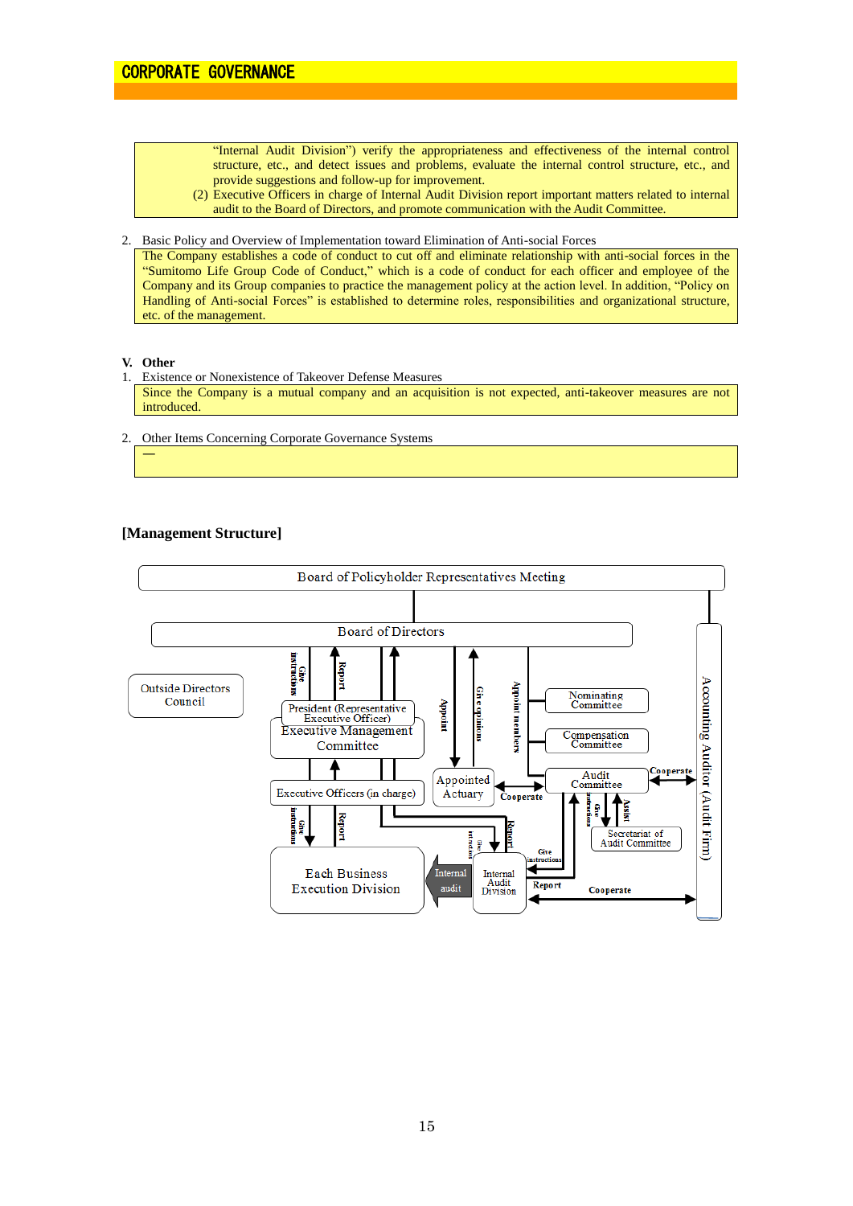"Internal Audit Division") verify the appropriateness and effectiveness of the internal control structure, etc., and detect issues and problems, evaluate the internal control structure, etc., and provide suggestions and follow-up for improvement.

(2) Executive Officers in charge of Internal Audit Division report important matters related to internal audit to the Board of Directors, and promote communication with the Audit Committee.

2. Basic Policy and Overview of Implementation toward Elimination of Anti-social Forces

The Company establishes a code of conduct to cut off and eliminate relationship with anti-social forces in the "Sumitomo Life Group Code of Conduct," which is a code of conduct for each officer and employee of the Company and its Group companies to practice the management policy at the action level. In addition, "Policy on Handling of Anti-social Forces" is established to determine roles, responsibilities and organizational structure, etc. of the management.

**V. Other**

1. Existence or Nonexistence of Takeover Defense Measures

Since the Company is a mutual company and an acquisition is not expected, anti-takeover measures are not introduced.

2. Other Items Concerning Corporate Governance Systems

—

**[Management Structure]**

Board of Policyholder Representatives Meeting

Board of Directors

Outside Directors Council

Give instructions

Report

President (Representative Executive Officer)

Executive Management Committee

Appoint

Give opinions

Appoint members

Nominating Committee

Compensation Committee

Appointed Actuary

Cooperate

Audit Committee

Cooperate

Accounting Auditor (Audit Firm)

Executive Officers (in charge)

Give instructions

Report

Give instructions

Report

Give instructions

Assist

Secretariat of Audit Committee

Give instructions

Each Business Execution Division

Internal audit

Internal Audit Division

Report

Cooperate